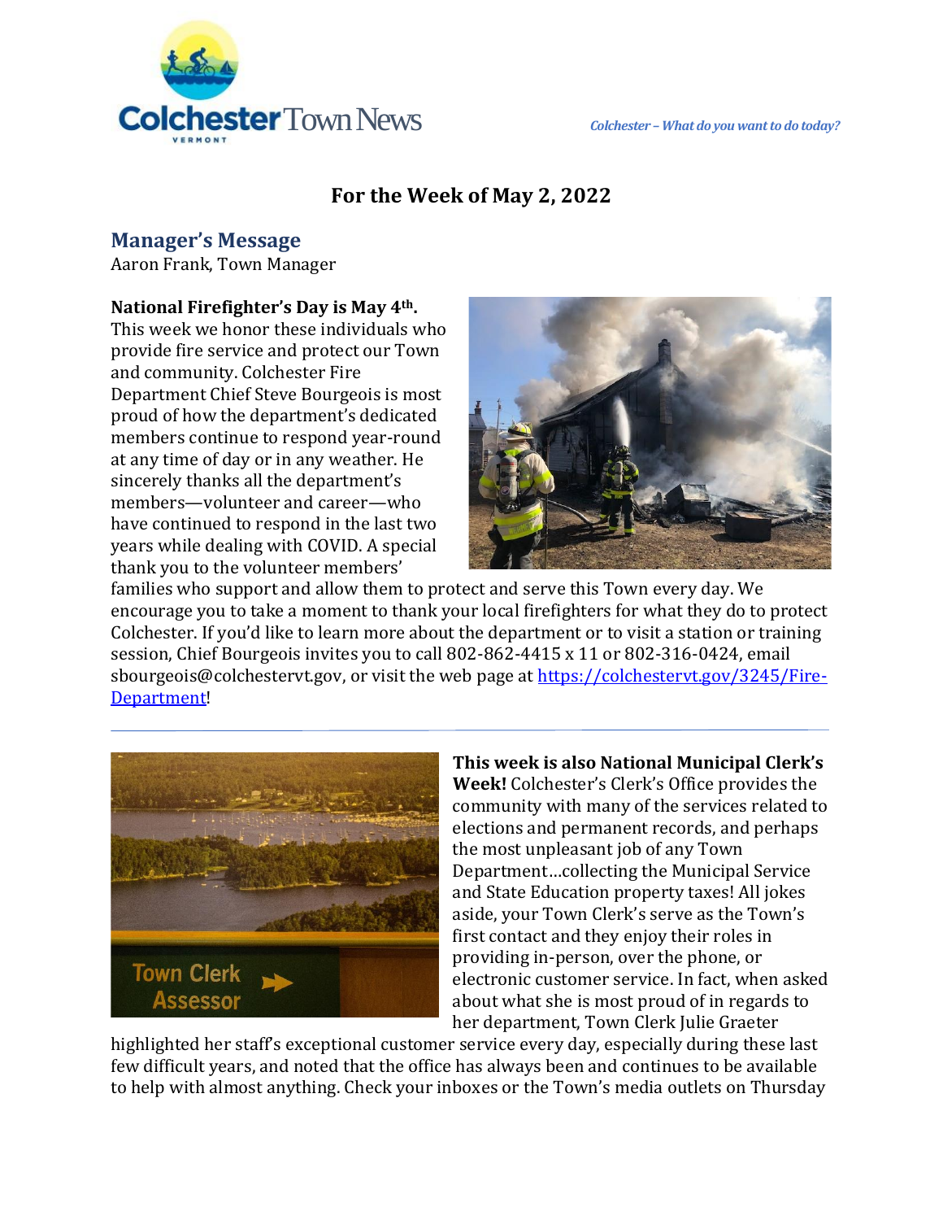Colchester Town News
VERMONT

*Colchester – What do you want to do today?*

# For the Week of May 2, 2022

## Manager's Message

Aaron Frank, Town Manager

**National Firefighter's Day is May 4th.** This week we honor these individuals who provide fire service and protect our Town and community. Colchester Fire Department Chief Steve Bourgeois is most proud of how the department's dedicated members continue to respond year-round at any time of day or in any weather. He sincerely thanks all the department's members—volunteer and career—who have continued to respond in the last two years while dealing with COVID. A special thank you to the volunteer members' families who support and allow them to protect and serve this Town every day. We encourage you to take a moment to thank your local firefighters for what they do to protect Colchester. If you'd like to learn more about the department or to visit a station or training session, Chief Bourgeois invites you to call 802-862-4415 x 11 or 802-316-0424, email sbourgeois@colchestervt.gov, or visit the web page at [https://colchestervt.gov/3245/Fire-Department](https://colchestervt.gov/3245/Fire-Department)!

---

**This week is also National Municipal Clerk's Week!** Colchester's Clerk's Office provides the community with many of the services related to elections and permanent records, and perhaps the most unpleasant job of any Town Department…collecting the Municipal Service and State Education property taxes! All jokes aside, your Town Clerk's serve as the Town's first contact and they enjoy their roles in providing in-person, over the phone, or electronic customer service. In fact, when asked about what she is most proud of in regards to her department, Town Clerk Julie Graeter highlighted her staff's exceptional customer service every day, especially during these last few difficult years, and noted that the office has always been and continues to be available to help with almost anything. Check your inboxes or the Town's media outlets on Thursday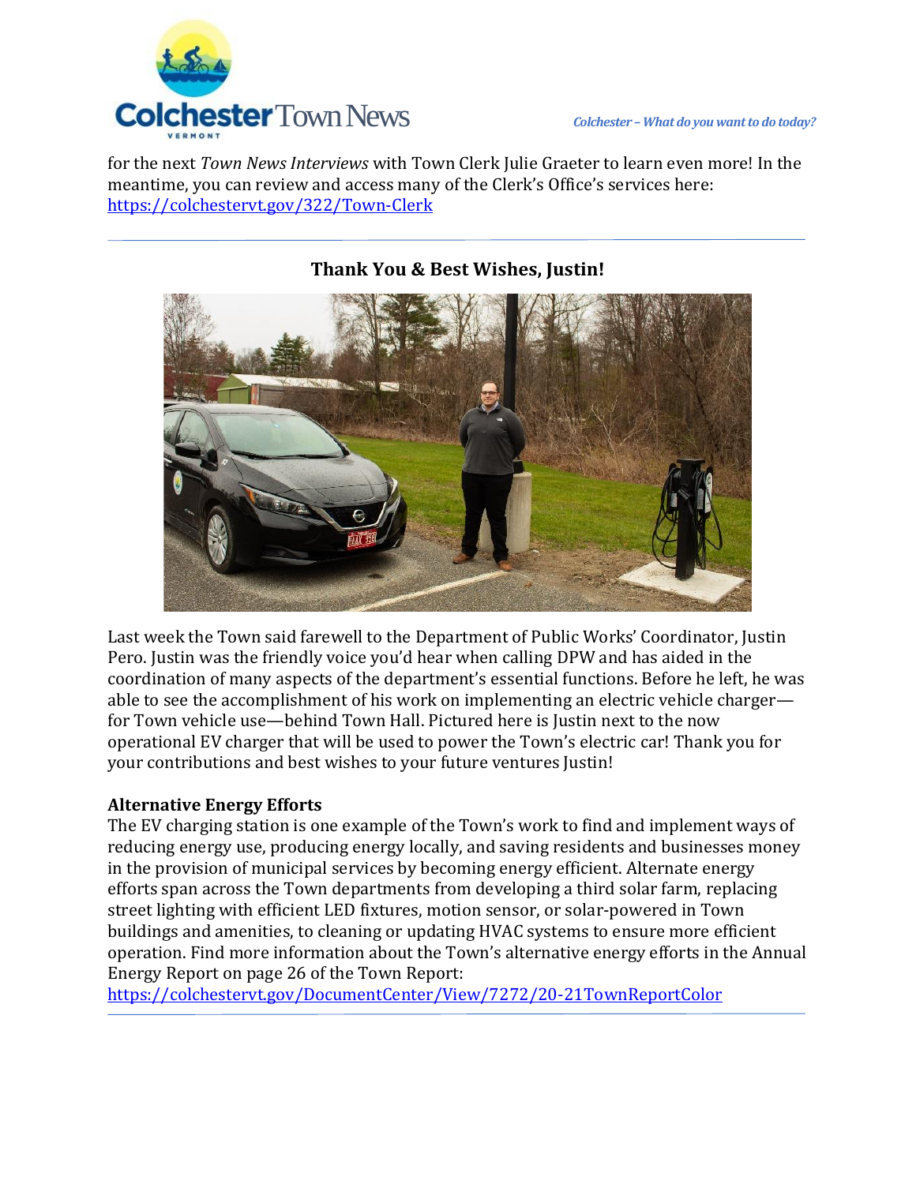for the next *Town News Interviews* with Town Clerk Julie Graeter to learn even more! In the meantime, you can review and access many of the Clerk's Office's services here: [https://colchestervt.gov/322/Town-Clerk](https://colchestervt.gov/322/Town-Clerk)

---

## Thank You & Best Wishes, Justin!

Last week the Town said farewell to the Department of Public Works' Coordinator, Justin Pero. Justin was the friendly voice you'd hear when calling DPW and has aided in the coordination of many aspects of the department's essential functions. Before he left, he was able to see the accomplishment of his work on implementing an electric vehicle charger—for Town vehicle use—behind Town Hall. Pictured here is Justin next to the now operational EV charger that will be used to power the Town's electric car! Thank you for your contributions and best wishes to your future ventures Justin!

**Alternative Energy Efforts**

The EV charging station is one example of the Town's work to find and implement ways of reducing energy use, producing energy locally, and saving residents and businesses money in the provision of municipal services by becoming energy efficient. Alternate energy efforts span across the Town departments from developing a third solar farm, replacing street lighting with efficient LED fixtures, motion sensor, or solar-powered in Town buildings and amenities, to cleaning or updating HVAC systems to ensure more efficient operation. Find more information about the Town's alternative energy efforts in the Annual Energy Report on page 26 of the Town Report: [https://colchestervt.gov/DocumentCenter/View/7272/20-21TownReportColor](https://colchestervt.gov/DocumentCenter/View/7272/20-21TownReportColor)

---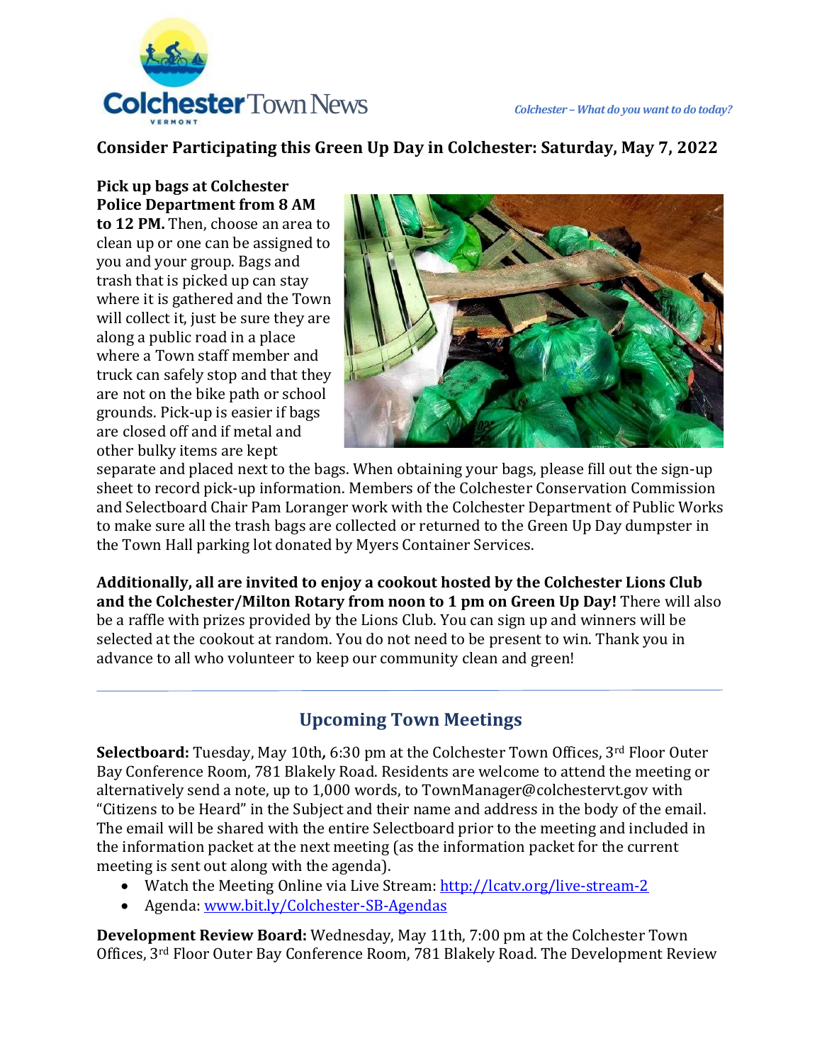# Colchester Town News

*Colchester – What do you want to do today?*

## Consider Participating this Green Up Day in Colchester: Saturday, May 7, 2022

**Pick up bags at Colchester Police Department from 8 AM to 12 PM.** Then, choose an area to clean up or one can be assigned to you and your group. Bags and trash that is picked up can stay where it is gathered and the Town will collect it, just be sure they are along a public road in a place where a Town staff member and truck can safely stop and that they are not on the bike path or school grounds. Pick-up is easier if bags are closed off and if metal and other bulky items are kept separate and placed next to the bags. When obtaining your bags, please fill out the sign-up sheet to record pick-up information. Members of the Colchester Conservation Commission and Selectboard Chair Pam Loranger work with the Colchester Department of Public Works to make sure all the trash bags are collected or returned to the Green Up Day dumpster in the Town Hall parking lot donated by Myers Container Services.

**Additionally, all are invited to enjoy a cookout hosted by the Colchester Lions Club and the Colchester/Milton Rotary from noon to 1 pm on Green Up Day!** There will also be a raffle with prizes provided by the Lions Club. You can sign up and winners will be selected at the cookout at random. You do not need to be present to win. Thank you in advance to all who volunteer to keep our community clean and green!

---

## Upcoming Town Meetings

**Selectboard:** Tuesday, May 10th**,** 6:30 pm at the Colchester Town Offices, 3rd Floor Outer Bay Conference Room, 781 Blakely Road. Residents are welcome to attend the meeting or alternatively send a note, up to 1,000 words, to TownManager@colchestervt.gov with "Citizens to be Heard" in the Subject and their name and address in the body of the email. The email will be shared with the entire Selectboard prior to the meeting and included in the information packet at the next meeting (as the information packet for the current meeting is sent out along with the agenda).

- Watch the Meeting Online via Live Stream: http://lcatv.org/live-stream-2
- Agenda: www.bit.ly/Colchester-SB-Agendas

**Development Review Board:** Wednesday, May 11th, 7:00 pm at the Colchester Town Offices, 3rd Floor Outer Bay Conference Room, 781 Blakely Road. The Development Review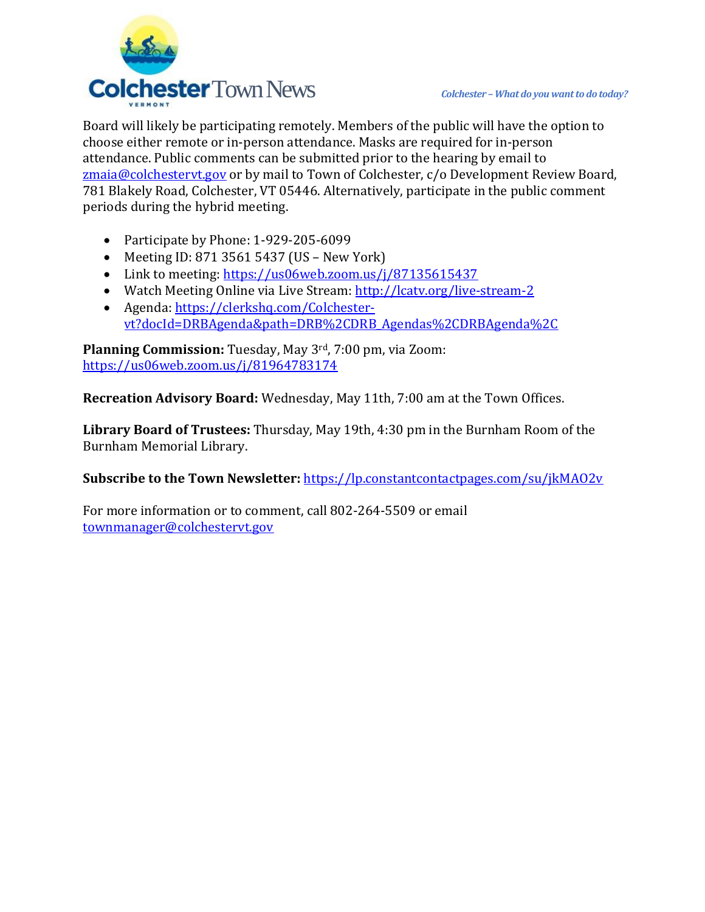Board will likely be participating remotely. Members of the public will have the option to choose either remote or in-person attendance. Masks are required for in-person attendance. Public comments can be submitted prior to the hearing by email to zmaia@colchestervt.gov or by mail to Town of Colchester, c/o Development Review Board, 781 Blakely Road, Colchester, VT 05446. Alternatively, participate in the public comment periods during the hybrid meeting.

- Participate by Phone: 1-929-205-6099
- Meeting ID: 871 3561 5437 (US – New York)
- Link to meeting: https://us06web.zoom.us/j/87135615437
- Watch Meeting Online via Live Stream: http://lcatv.org/live-stream-2
- Agenda: https://clerkshq.com/Colchester-vt?docId=DRBAgenda&path=DRB%2CDRB_Agendas%2CDRBAgenda%2C

**Planning Commission:** Tuesday, May 3rd, 7:00 pm, via Zoom: https://us06web.zoom.us/j/81964783174

**Recreation Advisory Board:** Wednesday, May 11th, 7:00 am at the Town Offices.

**Library Board of Trustees:** Thursday, May 19th, 4:30 pm in the Burnham Room of the Burnham Memorial Library.

**Subscribe to the Town Newsletter:** https://lp.constantcontactpages.com/su/jkMAO2v

For more information or to comment, call 802-264-5509 or email townmanager@colchestervt.gov